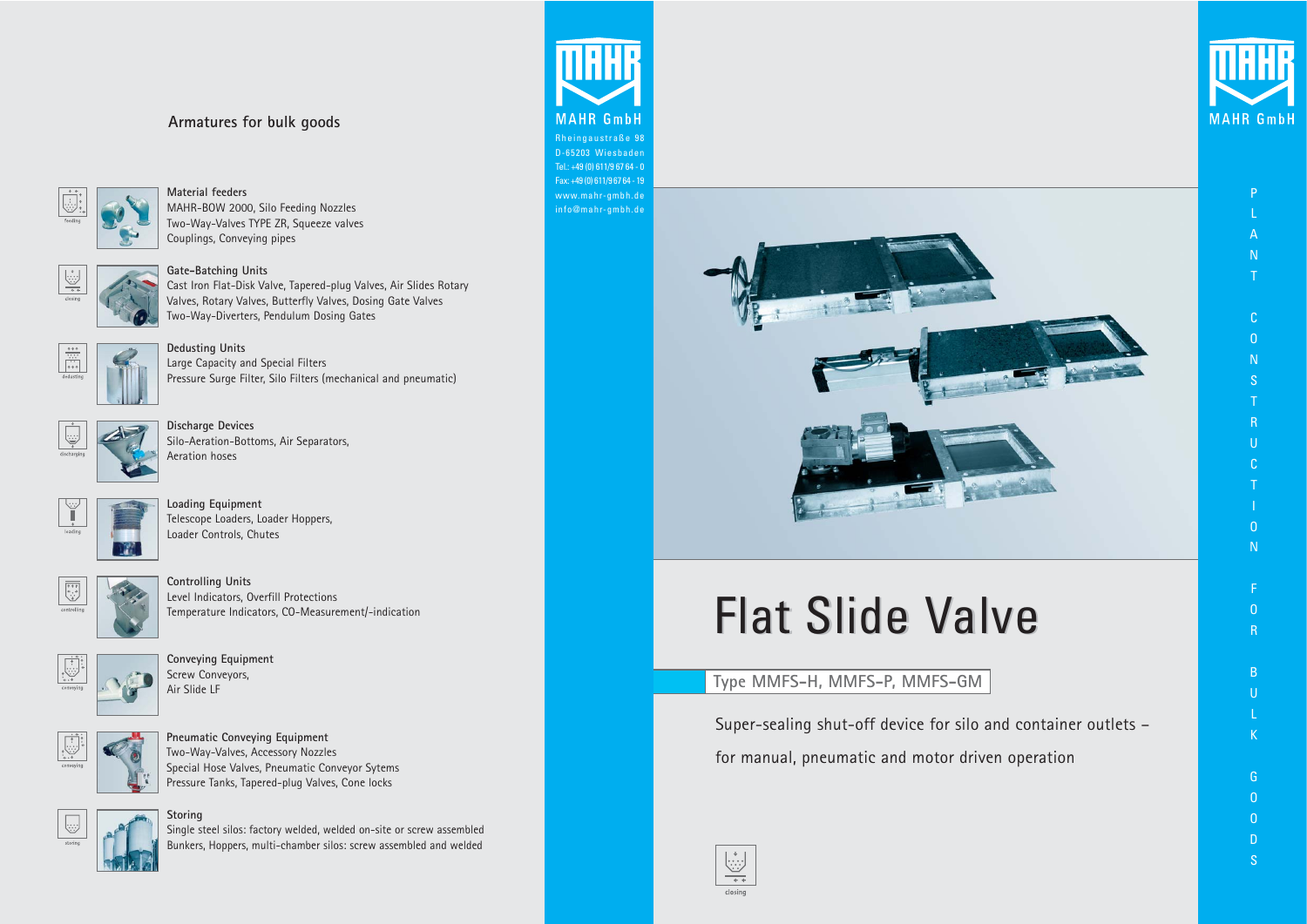## Armatures for bulk goods

feeding

**Material feeders**
MAHR-BOW 2000, Silo Feeding Nozzles
Two-Way-Valves TYPE ZR, Squeeze valves
Couplings, Conveying pipes

closing

**Gate-Batching Units**
Cast Iron Flat-Disk Valve, Tapered-plug Valves, Air Slides Rotary Valves, Rotary Valves, Butterfly Valves, Dosing Gate Valves
Two-Way-Diverters, Pendulum Dosing Gates

dedusting

**Dedusting Units**
Large Capacity and Special Filters
Pressure Surge Filter, Silo Filters (mechanical and pneumatic)

discharging

**Discharge Devices**
Silo-Aeration-Bottoms, Air Separators,
Aeration hoses

loading

**Loading Equipment**
Telescope Loaders, Loader Hoppers,
Loader Controls, Chutes

controlling

**Controlling Units**
Level Indicators, Overfill Protections
Temperature Indicators, CO-Measurement/-indication

conveying

**Conveying Equipment**
Screw Conveyors,
Air Slide LF

conveying

**Pneumatic Conveying Equipment**
Two-Way-Valves, Accessory Nozzles
Special Hose Valves, Pneumatic Conveyor Sytems
Pressure Tanks, Tapered-plug Valves, Cone locks

storing

**Storing**
Single steel silos: factory welded, welded on-site or screw assembled
Bunkers, Hoppers, multi-chamber silos: screw assembled and welded

MAHR GmbH
Rheingaustraße 98
D-65203 Wiesbaden
Tel.: +49 (0) 611/9 67 64 - 0
Fax: +49 (0) 611/9 67 64 - 19
www.mahr-gmbh.de
info@mahr-gmbh.de

MAHR GmbH

PLANT CONSTRUCTION FOR BULK GOODS

# Flat Slide Valve

## Type MMFS-H, MMFS-P, MMFS-GM

Super-sealing shut-off device for silo and container outlets – for manual, pneumatic and motor driven operation

closing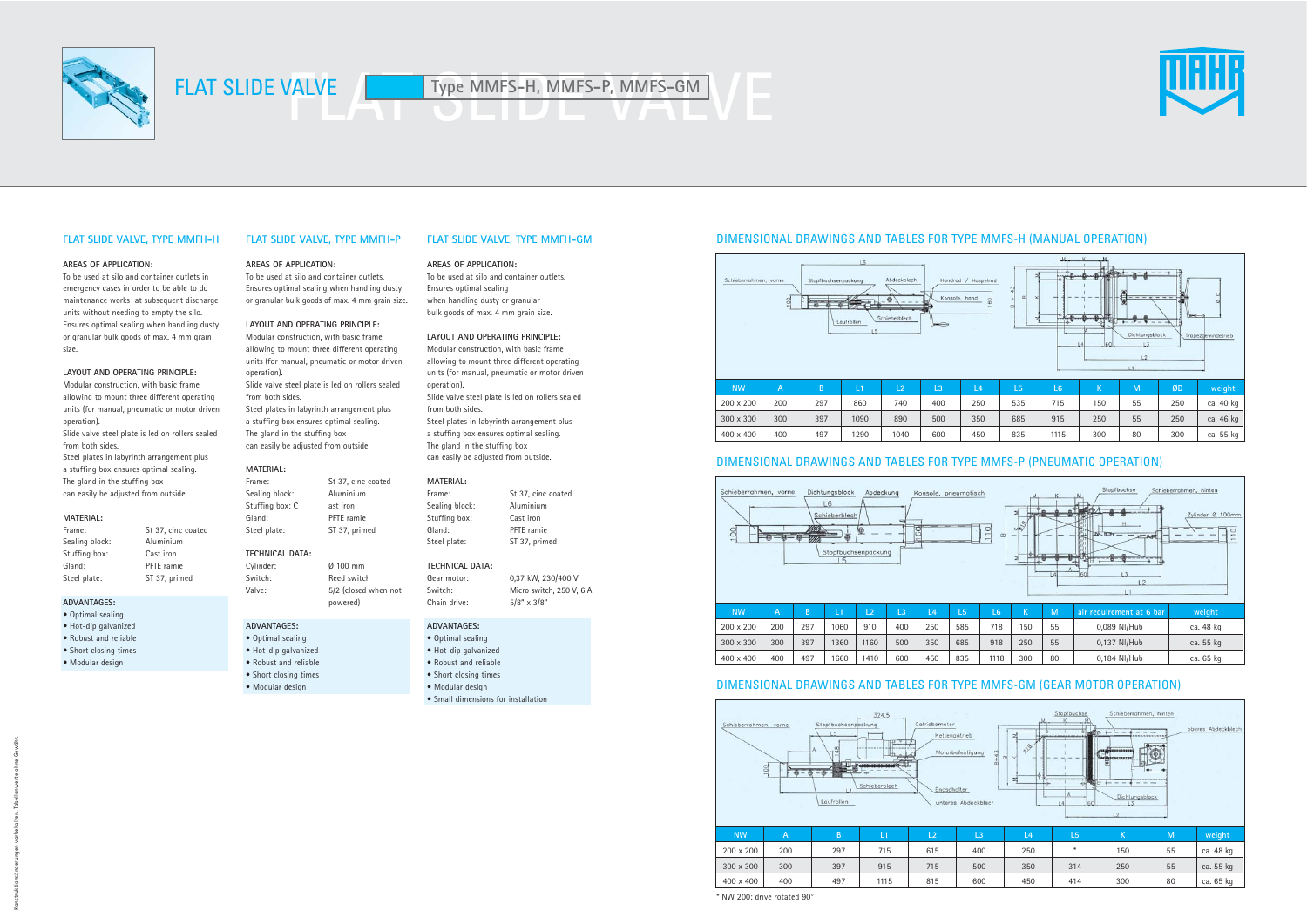# FLAT SLIDE VALVE

Type MMFS-H, MMFS-P, MMFS-GM

## FLAT SLIDE VALVE, TYPE MMFH-H

**AREAS OF APPLICATION:**

To be used at silo and container outlets in emergency cases in order to be able to do maintenance works at subsequent discharge units without needing to empty the silo. Ensures optimal sealing when handling dusty or granular bulk goods of max. 4 mm grain size.

**LAYOUT AND OPERATING PRINCIPLE:**

Modular construction, with basic frame allowing to mount three different operating units (for manual, pneumatic or motor driven operation).
Slide valve steel plate is led on rollers sealed from both sides.
Steel plates in labyrinth arrangement plus a stuffing box ensures optimal sealing.
The gland in the stuffing box can easily be adjusted from outside.

**MATERIAL:**

| | |
|---|---|
| Frame: | St 37, cinc coated |
| Sealing block: | Aluminium |
| Stuffing box: | Cast iron |
| Gland: | PFTE ramie |
| Steel plate: | ST 37, primed |

**ADVANTAGES:**

- Optimal sealing
- Hot-dip galvanized
- Robust and reliable
- Short closing times
- Modular design

## FLAT SLIDE VALVE, TYPE MMFH-P

**AREAS OF APPLICATION:**

To be used at silo and container outlets. Ensures optimal sealing when handling dusty or granular bulk goods of max. 4 mm grain size.

**LAYOUT AND OPERATING PRINCIPLE:**

Modular construction, with basic frame allowing to mount three different operating units (for manual, pneumatic or motor driven operation).
Slide valve steel plate is led on rollers sealed from both sides.
Steel plates in labyrinth arrangement plus a stuffing box ensures optimal sealing.
The gland in the stuffing box can easily be adjusted from outside.

**MATERIAL:**

| | |
|---|---|
| Frame: | St 37, cinc coated |
| Sealing block: | Aluminium |
| Stuffing box: C | ast iron |
| Gland: | PFTE ramie |
| Steel plate: | ST 37, primed |

**TECHNICAL DATA:**

| | |
|---|---|
| Cylinder: | Ø 100 mm |
| Switch: | Reed switch |
| Valve: | 5/2 (closed when not powered) |

**ADVANTAGES:**

- Optimal sealing
- Hot-dip galvanized
- Robust and reliable
- Short closing times
- Modular design

## FLAT SLIDE VALVE, TYPE MMFH-GM

**AREAS OF APPLICATION:**

To be used at silo and container outlets. Ensures optimal sealing when handling dusty or granular bulk goods of max. 4 mm grain size.

**LAYOUT AND OPERATING PRINCIPLE:**

Modular construction, with basic frame allowing to mount three different operating units (for manual, pneumatic or motor driven operation).
Slide valve steel plate is led on rollers sealed from both sides.
Steel plates in labyrinth arrangement plus a stuffing box ensures optimal sealing.
The gland in the stuffing box can easily be adjusted from outside.

**MATERIAL:**

| | |
|---|---|
| Frame: | St 37, cinc coated |
| Sealing block: | Aluminium |
| Stuffing box: | Cast iron |
| Gland: | PFTE ramie |
| Steel plate: | ST 37, primed |

**TECHNICAL DATA:**

| | |
|---|---|
| Gear motor: | 0,37 kW, 230/400 V |
| Switch: | Micro switch, 250 V, 6 A |
| Chain drive: | 5/8" x 3/8" |

**ADVANTAGES:**

- Optimal sealing
- Hot-dip galvanized
- Robust and reliable
- Short closing times
- Modular design
- Small dimensions for installation

## DIMENSIONAL DRAWINGS AND TABLES FOR TYPE MMFS-H (MANUAL OPERATION)

| NW | A | B | L1 | L2 | L3 | L4 | L5 | L6 | K | M | ØD | weight |
|---|---|---|---|---|---|---|---|---|---|---|---|---|
| 200 x 200 | 200 | 297 | 860 | 740 | 400 | 250 | 535 | 715 | 150 | 55 | 250 | ca. 40 kg |
| 300 x 300 | 300 | 397 | 1090 | 890 | 500 | 350 | 685 | 915 | 250 | 55 | 250 | ca. 46 kg |
| 400 x 400 | 400 | 497 | 1290 | 1040 | 600 | 450 | 835 | 1115 | 300 | 80 | 300 | ca. 55 kg |

## DIMENSIONAL DRAWINGS AND TABLES FOR TYPE MMFS-P (PNEUMATIC OPERATION)

| NW | A | B | L1 | L2 | L3 | L4 | L5 | L6 | K | M | air requirement at 6 bar | weight |
|---|---|---|---|---|---|---|---|---|---|---|---|---|
| 200 x 200 | 200 | 297 | 1060 | 910 | 400 | 250 | 585 | 718 | 150 | 55 | 0,089 Nl/Hub | ca. 48 kg |
| 300 x 300 | 300 | 397 | 1360 | 1160 | 500 | 350 | 685 | 918 | 250 | 55 | 0,137 Nl/Hub | ca. 55 kg |
| 400 x 400 | 400 | 497 | 1660 | 1410 | 600 | 450 | 835 | 1118 | 300 | 80 | 0,184 Nl/Hub | ca. 65 kg |

## DIMENSIONAL DRAWINGS AND TABLES FOR TYPE MMFS-GM (GEAR MOTOR OPERATION)

| NW | A | B | L1 | L2 | L3 | L4 | L5 | K | M | weight |
|---|---|---|---|---|---|---|---|---|---|---|
| 200 x 200 | 200 | 297 | 715 | 615 | 400 | 250 | * | 150 | 55 | ca. 48 kg |
| 300 x 300 | 300 | 397 | 915 | 715 | 500 | 350 | 314 | 250 | 55 | ca. 55 kg |
| 400 x 400 | 400 | 497 | 1115 | 815 | 600 | 450 | 414 | 300 | 80 | ca. 65 kg |

\* NW 200: drive rotated 90°

Konstruktionsänderungen vorbehalten. Tabellenwerte ohne Gewähr.